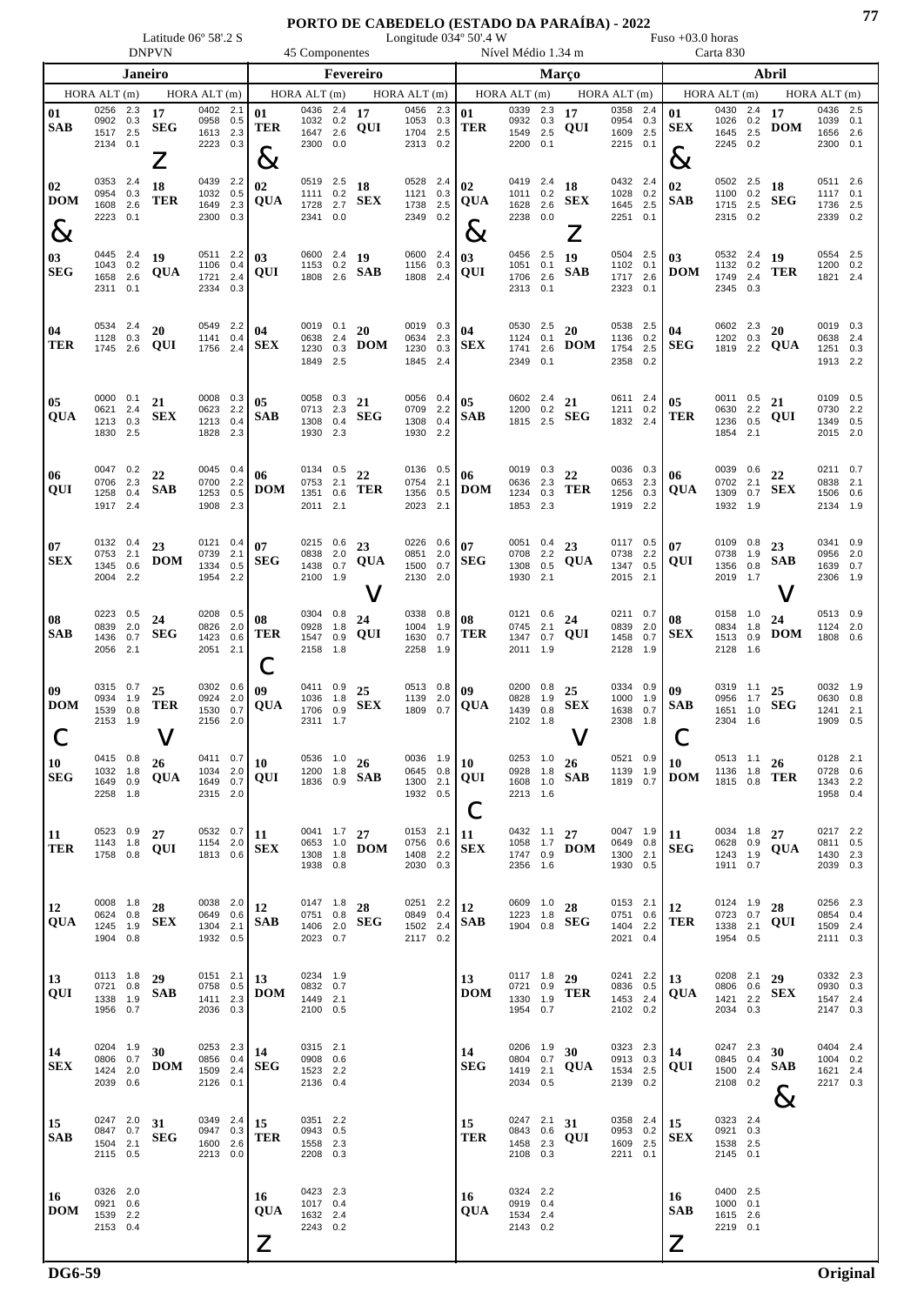# PORTO DE CABEDELO (ESTADO DA PARAÍBA) - 2022

Latitude 06º 58'.2 S — Longitude 034º 50'.4 W — Fuso +03.0 horas

DNPVN — 45 Componentes — Nível Médio 1.34 m — Carta 830

## Janeiro

| Dia | HORA ALT (m) | Dia | HORA ALT (m) |
|---|---|---|---|
| 01 SAB | 0256 2.3<br>0902 0.3<br>1517 2.5<br>2134 0.1 | 17 SEG Z | 0402 2.1<br>0958 0.5<br>1613 2.3<br>2223 0.3 |
| 02 DOM & | 0353 2.4<br>0954 0.3<br>1608 2.6<br>2223 0.1 | 18 TER | 0439 2.2<br>1032 0.5<br>1649 2.3<br>2300 0.3 |
| 03 SEG | 0445 2.4<br>1043 0.2<br>1658 2.6<br>2311 0.1 | 19 QUA | 0511 2.2<br>1106 0.4<br>1721 2.4<br>2334 0.3 |
| 04 TER | 0534 2.4<br>1128 0.3<br>1745 2.6 | 20 QUI | 0549 2.2<br>1141 0.4<br>1756 2.4 |
| 05 QUA | 0000 0.1<br>0621 2.4<br>1213 0.3<br>1830 2.5 | 21 SEX | 0008 0.3<br>0623 2.2<br>1213 0.4<br>1828 2.3 |
| 06 QUI | 0047 0.2<br>0706 2.3<br>1258 0.4<br>1917 2.4 | 22 SAB | 0045 0.4<br>0700 2.2<br>1253 0.5<br>1908 2.3 |
| 07 SEX | 0132 0.4<br>0753 2.1<br>1345 0.6<br>2004 2.2 | 23 DOM | 0121 0.4<br>0739 2.1<br>1334 0.5<br>1954 2.2 |
| 08 SAB | 0223 0.5<br>0839 2.0<br>1436 0.7<br>2056 2.1 | 24 SEG | 0208 0.5<br>0826 2.0<br>1423 0.6<br>2051 2.1 |
| 09 DOM C | 0315 0.7<br>0934 1.9<br>1539 0.8<br>2153 1.9 | 25 TER V | 0302 0.6<br>0924 2.0<br>1530 0.7<br>2156 2.0 |
| 10 SEG | 0415 0.8<br>1032 1.8<br>1649 0.9<br>2258 1.8 | 26 QUA | 0411 0.7<br>1034 2.0<br>1649 0.7<br>2315 2.0 |
| 11 TER | 0523 0.9<br>1143 1.8<br>1758 0.8 | 27 QUI | 0532 0.7<br>1154 2.0<br>1813 0.6 |
| 12 QUA | 0008 1.8<br>0624 0.8<br>1245 1.9<br>1904 0.8 | 28 SEX | 0038 2.0<br>0649 0.6<br>1304 2.1<br>1932 0.5 |
| 13 QUI | 0113 1.8<br>0721 0.8<br>1338 1.9<br>1956 0.7 | 29 SAB | 0151 2.1<br>0758 0.5<br>1411 2.3<br>2036 0.3 |
| 14 SEX | 0204 1.9<br>0806 0.7<br>1424 2.0<br>2039 0.6 | 30 DOM | 0253 2.3<br>0856 0.4<br>1509 2.4<br>2126 0.1 |
| 15 SAB | 0247 2.0<br>0847 0.7<br>1504 2.1<br>2115 0.5 | 31 SEG | 0349 2.4<br>0947 0.3<br>1600 2.6<br>2213 0.0 |
| 16 DOM | 0326 2.0<br>0921 0.6<br>1539 2.2<br>2153 0.4 | | |

## Fevereiro

| Dia | HORA ALT (m) | Dia | HORA ALT (m) |
|---|---|---|---|
| 01 TER & | 0436 2.4<br>1032 0.2<br>1647 2.6<br>2300 0.0 | 17 QUI | 0456 2.3<br>1053 0.3<br>1704 2.5<br>2313 0.2 |
| 02 QUA | 0519 2.5<br>1111 0.2<br>1728 2.7<br>2341 0.0 | 18 SEX | 0528 2.4<br>1121 0.3<br>1738 2.5<br>2349 0.2 |
| 03 QUI | 0600 2.4<br>1153 0.2<br>1808 2.6 | 19 SAB | 0600 2.4<br>1156 0.3<br>1808 2.4 |
| 04 SEX | 0019 0.1<br>0638 2.4<br>1230 0.3<br>1849 2.5 | 20 DOM | 0019 0.3<br>0634 2.3<br>1230 0.3<br>1845 2.4 |
| 05 SAB | 0058 0.3<br>0713 2.3<br>1308 0.4<br>1930 2.3 | 21 SEG | 0056 0.4<br>0709 2.2<br>1308 0.4<br>1930 2.2 |
| 06 DOM | 0134 0.5<br>0753 2.1<br>1351 0.6<br>2011 2.1 | 22 TER | 0136 0.5<br>0754 2.1<br>1356 0.5<br>2023 2.1 |
| 07 SEG | 0215 0.6<br>0838 2.0<br>1438 0.7<br>2100 1.9 | 23 QUA V | 0226 0.6<br>0851 2.0<br>1500 0.7<br>2130 2.0 |
| 08 TER C | 0304 0.8<br>0928 1.8<br>1547 0.9<br>2158 1.8 | 24 QUI | 0338 0.8<br>1004 1.9<br>1630 0.7<br>2258 1.9 |
| 09 QUA | 0411 0.9<br>1036 1.8<br>1706 0.9<br>2311 1.7 | 25 SEX | 0513 0.8<br>1139 2.0<br>1809 0.7 |
| 10 QUI | 0536 1.0<br>1200 1.8<br>1836 0.9 | 26 SAB | 0036 1.9<br>0645 0.8<br>1300 2.1<br>1932 0.5 |
| 11 SEX | 0041 1.7<br>0653 1.0<br>1308 1.8<br>1938 0.8 | 27 DOM | 0153 2.1<br>0756 0.6<br>1408 2.2<br>2030 0.3 |
| 12 SAB | 0147 1.8<br>0751 0.8<br>1406 2.0<br>2023 0.7 | 28 SEG | 0251 2.2<br>0849 0.4<br>1502 2.4<br>2117 0.2 |
| 13 DOM | 0234 1.9<br>0832 0.7<br>1449 2.1<br>2100 0.5 | | |
| 14 SEG | 0315 2.1<br>0908 0.6<br>1523 2.2<br>2136 0.4 | | |
| 15 TER | 0351 2.2<br>0943 0.5<br>1558 2.3<br>2208 0.3 | | |
| 16 QUA Z | 0423 2.3<br>1017 0.4<br>1632 2.4<br>2243 0.2 | | |

## Março

| Dia | HORA ALT (m) | Dia | HORA ALT (m) |
|---|---|---|---|
| 01 TER | 0339 2.3<br>0932 0.3<br>1549 2.5<br>2200 0.1 | 17 QUI | 0358 2.4<br>0954 0.3<br>1609 2.5<br>2215 0.1 |
| 02 QUA & | 0419 2.4<br>1011 0.2<br>1628 2.6<br>2238 0.0 | 18 SEX Z | 0432 2.4<br>1028 0.2<br>1645 2.5<br>2251 0.1 |
| 03 QUI | 0456 2.5<br>1051 0.1<br>1706 2.6<br>2313 0.1 | 19 SAB | 0504 2.5<br>1102 0.1<br>1717 2.6<br>2323 0.1 |
| 04 SEX | 0530 2.5<br>1124 0.1<br>1741 2.6<br>2349 0.1 | 20 DOM | 0538 2.5<br>1136 0.2<br>1754 2.5<br>2358 0.2 |
| 05 SAB | 0602 2.4<br>1200 0.2<br>1815 2.5 | 21 SEG | 0611 2.4<br>1211 0.2<br>1832 2.4 |
| 06 DOM | 0019 0.3<br>0636 2.3<br>1234 0.3<br>1853 2.3 | 22 TER | 0036 0.3<br>0653 2.3<br>1256 0.3<br>1919 2.2 |
| 07 SEG | 0051 0.4<br>0708 2.2<br>1308 0.5<br>1930 2.1 | 23 QUA | 0117 0.5<br>0738 2.2<br>1347 0.5<br>2015 2.1 |
| 08 TER | 0121 0.6<br>0745 2.1<br>1347 0.7<br>2011 1.9 | 24 QUI | 0211 0.7<br>0839 2.0<br>1458 0.7<br>2128 1.9 |
| 09 QUA | 0200 0.8<br>0828 1.9<br>1439 0.8<br>2102 1.8 | 25 SEX V | 0334 0.9<br>1000 1.9<br>1638 0.7<br>2308 1.8 |
| 10 QUI C | 0253 1.0<br>0928 1.8<br>1608 1.0<br>2213 1.6 | 26 SAB | 0521 0.9<br>1139 1.9<br>1819 0.7 |
| 11 SEX | 0432 1.1<br>1058 1.7<br>1747 0.9<br>2356 1.6 | 27 DOM | 0047 1.9<br>0649 0.8<br>1300 2.1<br>1930 0.5 |
| 12 SAB | 0609 1.0<br>1223 1.8<br>1904 0.8 | 28 SEG | 0153 2.1<br>0751 0.6<br>1404 2.2<br>2021 0.4 |
| 13 DOM | 0117 1.8<br>0721 0.9<br>1330 1.9<br>1954 0.7 | 29 TER | 0241 2.2<br>0836 0.5<br>1453 2.4<br>2102 0.2 |
| 14 SEG | 0206 1.9<br>0804 0.7<br>1419 2.1<br>2034 0.5 | 30 QUA | 0323 2.3<br>0913 0.3<br>1534 2.5<br>2139 0.2 |
| 15 TER | 0247 2.1<br>0843 0.6<br>1458 2.3<br>2108 0.3 | 31 QUI | 0358 2.4<br>0953 0.2<br>1609 2.5<br>2211 0.1 |
| 16 QUA | 0324 2.2<br>0919 0.4<br>1534 2.4<br>2143 0.2 | | |

## Abril

| Dia | HORA ALT (m) | Dia | HORA ALT (m) |
|---|---|---|---|
| 01 SEX & | 0430 2.4<br>1026 0.2<br>1645 2.5<br>2245 0.2 | 17 DOM | 0436 2.5<br>1039 0.1<br>1656 2.6<br>2300 0.1 |
| 02 SAB | 0502 2.4<br>1100 0.2<br>1715 2.5<br>2315 0.2 | 18 SEG | 0511 2.6<br>1117 0.1<br>1736 2.5<br>2339 0.2 |
| 03 DOM | 0532 2.4<br>1132 0.2<br>1749 2.4<br>2345 0.3 | 19 TER | 0554 2.5<br>1200 0.2<br>1821 2.4 |
| 04 SEG | 0602 2.3<br>1202 0.3<br>1819 2.2 | 20 QUA | 0019 0.3<br>0638 2.4<br>1251 0.3<br>1913 2.2 |
| 05 TER | 0011 0.5<br>0630 2.2<br>1236 0.5<br>1854 2.1 | 21 QUI | 0109 0.5<br>0730 2.2<br>1349 0.5<br>2015 2.0 |
| 06 QUA | 0039 0.6<br>0702 2.1<br>1309 0.7<br>1932 1.9 | 22 SEX | 0211 0.7<br>0838 2.1<br>1506 0.6<br>2134 1.9 |
| 07 QUI | 0109 0.8<br>0738 1.9<br>1356 0.8<br>2019 1.7 | 23 SAB V | 0341 0.9<br>0956 2.0<br>1639 0.7<br>2306 1.9 |
| 08 SEX | 0158 1.0<br>0834 1.8<br>1513 0.9<br>2128 1.6 | 24 DOM | 0513 0.9<br>1124 2.0<br>1808 0.6 |
| 09 SAB C | 0319 1.1<br>0956 1.7<br>1651 1.0<br>2304 1.6 | 25 SEG | 0032 1.9<br>0630 0.8<br>1241 2.1<br>1909 0.5 |
| 10 DOM | 0513 1.1<br>1136 1.8<br>1815 0.8 | 26 TER | 0128 2.1<br>0728 0.6<br>1343 2.2<br>1958 0.4 |
| 11 SEG | 0034 1.8<br>0628 0.9<br>1243 1.9<br>1911 0.7 | 27 QUA | 0217 2.2<br>0811 0.5<br>1430 2.3<br>2039 0.3 |
| 12 TER | 0124 1.9<br>0723 0.7<br>1338 2.1<br>1954 0.5 | 28 QUI | 0256 2.3<br>0854 0.4<br>1509 2.4<br>2111 0.3 |
| 13 QUA | 0208 2.1<br>0806 0.6<br>1421 2.2<br>2034 0.3 | 29 SEX | 0332 2.3<br>0930 0.3<br>1547 2.4<br>2147 0.3 |
| 14 QUI | 0247 2.3<br>0845 0.4<br>1500 2.4<br>2108 0.2 | 30 SAB & | 0404 2.4<br>1004 0.2<br>1621 2.4<br>2217 0.3 |
| 15 SEX | 0323 2.4<br>0921 0.3<br>1538 2.5<br>2145 0.1 | | |
| 16 SAB Z | 0400 2.5<br>1000 0.1<br>1615 2.6<br>2219 0.1 | | |

DG6-59 — Original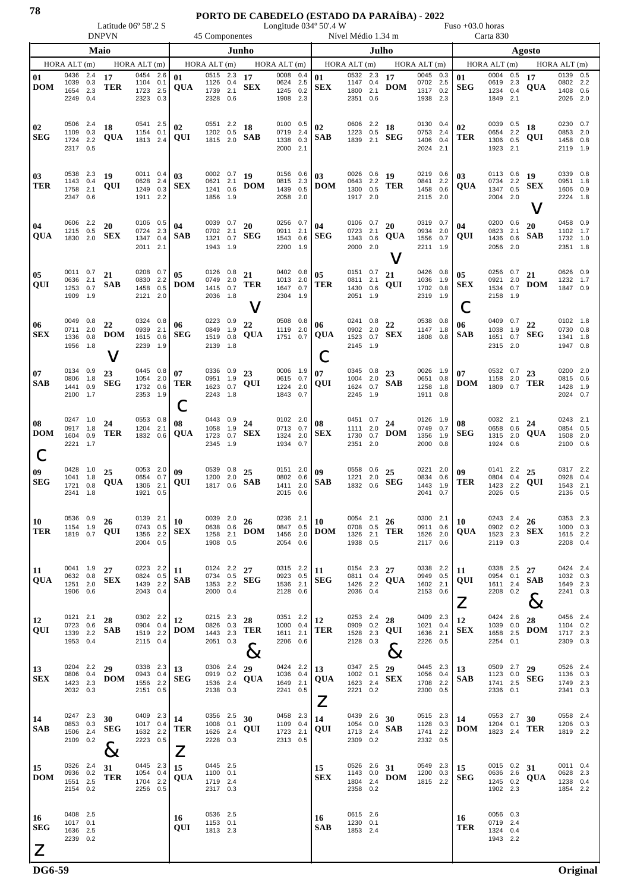# PORTO DE CABEDELO (ESTADO DA PARAÍBA) - 2022

Latitude 06º 58'.2 S — Longitude 034º 50'.4 W — Fuso +03.0 horas

DNPVN — 45 Componentes — Nível Médio 1.34 m — Carta 830

## Maio

| Dia | HORA ALT (m) | Dia | HORA ALT (m) |
|---|---|---|---|
| 01 DOM | 0436 2.4; 1039 0.3; 1654 2.3; 2249 0.4 | 17 TER | 0454 2.6; 1104 0.1; 1723 2.5; 2323 0.3 |
| 02 SEG | 0506 2.4; 1109 0.3; 1724 2.2; 2317 0.5 | 18 QUA | 0541 2.5; 1154 0.1; 1813 2.4 |
| 03 TER | 0538 2.3; 1143 0.4; 1758 2.1; 2347 0.6 | 19 QUI | 0011 0.4; 0628 2.4; 1249 0.3; 1911 2.2 |
| 04 QUA | 0606 2.2; 1215 0.5; 1830 2.0 | 20 SEX | 0106 0.5; 0724 2.3; 1347 0.4; 2011 2.1 |
| 05 QUI | 0011 0.7; 0636 2.1; 1253 0.7; 1909 1.9 | 21 SAB | 0208 0.7; 0830 2.2; 1458 0.5; 2121 2.0 |
| 06 SEX | 0049 0.8; 0711 2.0; 1336 0.8; 1956 1.8 | 22 DOM V | 0324 0.8; 0939 2.1; 1615 0.6; 2239 1.9 |
| 07 SAB | 0134 0.9; 0806 1.8; 1441 0.9; 2100 1.7 | 23 SEG | 0445 0.8; 1054 2.0; 1732 0.6; 2353 1.9 |
| 08 DOM C | 0247 1.0; 0917 1.8; 1604 0.9; 2221 1.7 | 24 TER | 0553 0.8; 1204 2.1; 1832 0.6 |
| 09 SEG | 0428 1.0; 1041 1.8; 1721 0.8; 2341 1.8 | 25 QUA | 0053 2.0; 0654 0.7; 1306 2.1; 1921 0.5 |
| 10 TER | 0536 0.9; 1154 1.9; 1819 0.7 | 26 QUI | 0139 2.1; 0743 0.5; 1356 2.2; 2004 0.5 |
| 11 QUA | 0041 1.9; 0632 0.8; 1251 2.0; 1906 0.6 | 27 SEX | 0223 2.2; 0824 0.5; 1439 2.2; 2043 0.4 |
| 12 QUI | 0121 2.1; 0723 0.6; 1339 2.2; 1953 0.4 | 28 SAB | 0302 2.2; 0904 0.4; 1519 2.2; 2115 0.4 |
| 13 SEX | 0204 2.2; 0806 0.4; 1423 2.3; 2032 0.3 | 29 DOM | 0338 2.3; 0943 0.4; 1556 2.2; 2151 0.5 |
| 14 SAB | 0247 2.3; 0853 0.3; 1506 2.4; 2109 0.2 | 30 SEG & | 0409 2.3; 1017 0.4; 1632 2.2; 2223 0.5 |
| 15 DOM | 0326 2.4; 0936 0.2; 1551 2.5; 2154 0.2 | 31 TER | 0445 2.3; 1054 0.4; 1704 2.2; 2256 0.5 |
| 16 SEG Z | 0408 2.5; 1017 0.1; 1636 2.5; 2239 0.2 | | |

## Junho

| Dia | HORA ALT (m) | Dia | HORA ALT (m) |
|---|---|---|---|
| 01 QUA | 0515 2.3; 1126 0.4; 1739 2.1; 2328 0.6 | 17 SEX | 0008 0.4; 0624 2.5; 1245 0.2; 1908 2.3 |
| 02 QUI | 0551 2.2; 1202 0.5; 1815 2.0 | 18 SAB | 0100 0.5; 0719 2.4; 1338 0.3; 2000 2.1 |
| 03 SEX | 0002 0.7; 0621 2.1; 1241 0.6; 1856 1.9 | 19 DOM | 0156 0.6; 0815 2.3; 1439 0.5; 2058 2.0 |
| 04 SAB | 0039 0.7; 0702 2.1; 1321 0.7; 1943 1.9 | 20 SEG | 0256 0.7; 0911 2.1; 1543 0.6; 2200 1.9 |
| 05 DOM | 0126 0.8; 0749 2.0; 1415 0.7; 2036 1.8 | 21 TER V | 0402 0.8; 1013 2.0; 1647 0.7; 2304 1.9 |
| 06 SEG | 0223 0.9; 0849 1.9; 1519 0.8; 2139 1.8 | 22 QUA | 0508 0.8; 1119 2.0; 1751 0.7 |
| 07 TER C | 0336 0.9; 0951 1.9; 1623 0.7; 2243 1.8 | 23 QUI | 0006 1.9; 0615 0.7; 1224 2.0; 1843 0.7 |
| 08 QUA | 0443 0.9; 1058 1.9; 1723 0.7; 2345 1.9 | 24 SEX | 0102 2.0; 0713 0.7; 1324 2.0; 1934 0.7 |
| 09 QUI | 0539 0.8; 1200 2.0; 1817 0.6 | 25 SAB | 0151 2.0; 0802 0.6; 1411 2.0; 2015 0.6 |
| 10 SEX | 0039 2.0; 0638 0.6; 1258 2.1; 1908 0.5 | 26 DOM | 0236 2.1; 0847 0.5; 1456 2.0; 2054 0.6 |
| 11 SAB | 0124 2.2; 0734 0.5; 1353 2.2; 2000 0.4 | 27 SEG | 0315 2.2; 0923 0.5; 1536 2.1; 2128 0.6 |
| 12 DOM | 0215 2.3; 0826 0.3; 1443 2.3; 2051 0.3 | 28 TER & | 0351 2.2; 1000 0.4; 1611 2.1; 2206 0.6 |
| 13 SEG | 0306 2.4; 0919 0.2; 1536 2.4; 2138 0.3 | 29 QUA | 0424 2.2; 1036 0.4; 1649 2.1; 2241 0.5 |
| 14 TER Z | 0356 2.5; 1008 0.1; 1626 2.4; 2228 0.3 | 30 QUI | 0458 2.3; 1109 0.4; 1723 2.1; 2313 0.5 |
| 15 QUA | 0445 2.5; 1100 0.1; 1719 2.4; 2317 0.3 | | |
| 16 QUI | 0536 2.5; 1153 0.1; 1813 2.3 | | |

## Julho

| Dia | HORA ALT (m) | Dia | HORA ALT (m) |
|---|---|---|---|
| 01 SEX | 0532 2.3; 1147 0.4; 1800 2.1; 2351 0.6 | 17 DOM | 0045 0.3; 0702 2.5; 1317 0.2; 1938 2.3 |
| 02 SAB | 0606 2.2; 1223 0.5; 1839 2.1 | 18 SEG | 0130 0.4; 0753 2.4; 1406 0.4; 2024 2.1 |
| 03 DOM | 0026 0.6; 0643 2.2; 1300 0.5; 1917 2.0 | 19 TER | 0219 0.6; 0841 2.2; 1458 0.6; 2115 2.0 |
| 04 SEG | 0106 0.7; 0723 2.1; 1343 0.6; 2000 2.0 | 20 QUA V | 0319 0.7; 0934 2.0; 1556 0.7; 2211 1.9 |
| 05 TER | 0151 0.7; 0811 2.1; 1430 0.6; 2051 1.9 | 21 QUI | 0426 0.8; 1036 1.9; 1702 0.8; 2319 1.9 |
| 06 QUA C | 0241 0.8; 0902 2.0; 1523 0.7; 2145 1.9 | 22 SEX | 0538 0.8; 1147 1.8; 1808 0.8 |
| 07 QUI | 0345 0.8; 1004 2.0; 1624 0.7; 2245 1.9 | 23 SAB | 0026 1.9; 0651 0.8; 1258 1.8; 1911 0.8 |
| 08 SEX | 0451 0.7; 1111 2.0; 1730 0.7; 2351 2.0 | 24 DOM | 0126 1.9; 0749 0.7; 1356 1.9; 2000 0.8 |
| 09 SAB | 0558 0.6; 1221 2.0; 1832 0.6 | 25 SEG | 0221 2.0; 0834 0.6; 1443 1.9; 2041 0.7 |
| 10 DOM | 0054 2.1; 0708 0.5; 1326 2.1; 1938 0.5 | 26 TER | 0300 2.1; 0911 0.6; 1526 2.0; 2117 0.6 |
| 11 SEG | 0154 2.3; 0811 0.4; 1426 2.2; 2036 0.4 | 27 QUA | 0338 2.2; 0949 0.5; 1602 2.1; 2153 0.6 |
| 12 TER | 0253 2.4; 0909 0.2; 1528 2.3; 2128 0.3 | 28 QUI & | 0409 2.3; 1021 0.4; 1636 2.1; 2226 0.5 |
| 13 QUA Z | 0347 2.5; 1002 0.1; 1623 2.4; 2221 0.2 | 29 SEX | 0445 2.3; 1056 0.4; 1708 2.2; 2300 0.5 |
| 14 QUI | 0439 2.6; 1054 0.0; 1713 2.4; 2309 0.2 | 30 SAB | 0515 2.3; 1128 0.3; 1741 2.2; 2332 0.5 |
| 15 SEX | 0526 2.6; 1143 0.0; 1804 2.4; 2358 0.2 | 31 DOM | 0549 2.3; 1200 0.3; 1815 2.2 |
| 16 SAB | 0615 2.6; 1230 0.1; 1853 2.4 | | |

## Agosto

| Dia | HORA ALT (m) | Dia | HORA ALT (m) |
|---|---|---|---|
| 01 SEG | 0004 0.5; 0619 2.3; 1234 0.4; 1849 2.1 | 17 QUA | 0139 0.5; 0802 2.2; 1408 0.6; 2026 2.0 |
| 02 TER | 0039 0.5; 0654 2.2; 1306 0.5; 1923 2.1 | 18 QUI | 0230 0.7; 0853 2.0; 1458 0.8; 2119 1.9 |
| 03 QUA | 0113 0.6; 0734 2.2; 1347 0.5; 2004 2.0 | 19 SEX V | 0339 0.8; 0951 1.8; 1606 0.9; 2224 1.8 |
| 04 QUI | 0200 0.6; 0823 2.1; 1436 0.6; 2056 2.0 | 20 SAB | 0458 0.9; 1102 1.7; 1732 1.0; 2351 1.8 |
| 05 SEX C | 0256 0.7; 0921 2.0; 1534 0.7; 2158 1.9 | 21 DOM | 0626 0.9; 1232 1.7; 1847 0.9 |
| 06 SAB | 0409 0.7; 1038 1.9; 1611 0.7; 2315 2.0 | 22 SEG | 0102 1.8; 0730 0.8; 1341 1.8; 1947 0.8 |
| 07 DOM | 0532 0.7; 1158 2.0; 1809 0.7 | 23 TER | 0200 2.0; 0815 0.6; 1428 1.9; 2024 0.7 |
| 08 SEG | 0032 2.1; 0658 0.6; 1315 2.0; 1924 0.6 | 24 QUA | 0243 2.1; 0854 0.5; 1508 2.0; 2100 0.6 |
| 09 TER | 0141 2.2; 0804 0.4; 1423 2.2; 2026 0.5 | 25 QUI | 0317 2.2; 0928 0.4; 1543 2.1; 2136 0.5 |
| 10 QUA | 0243 2.4; 0902 0.2; 1523 2.3; 2119 0.3 | 26 SEX | 0353 2.3; 1000 0.3; 1615 2.2; 2208 0.4 |
| 11 QUI Z | 0338 2.5; 0954 0.1; 1611 2.4; 2208 0.2 | 27 SAB & | 0424 2.4; 1032 0.3; 1649 2.3; 2241 0.3 |
| 12 SEX | 0424 2.6; 1039 0.0; 1658 2.5; 2254 0.1 | 28 DOM | 0456 2.4; 1104 0.2; 1717 2.3; 2309 0.3 |
| 13 SAB | 0509 2.7; 1123 0.0; 1741 2.5; 2336 0.1 | 29 SEG | 0526 2.4; 1136 0.3; 1749 2.3; 2341 0.3 |
| 14 DOM | 0553 2.7; 1204 0.1; 1823 2.4 | 30 TER | 0558 2.4; 1206 0.3; 1819 2.2 |
| 15 SEG | 0015 0.2; 0636 2.6; 1245 0.2; 1902 2.3 | 31 QUA | 0011 0.4; 0628 2.3; 1238 0.4; 1854 2.2 |
| 16 TER | 0056 0.3; 0719 2.4; 1324 0.4; 1943 2.2 | | |

DG6-59 — Original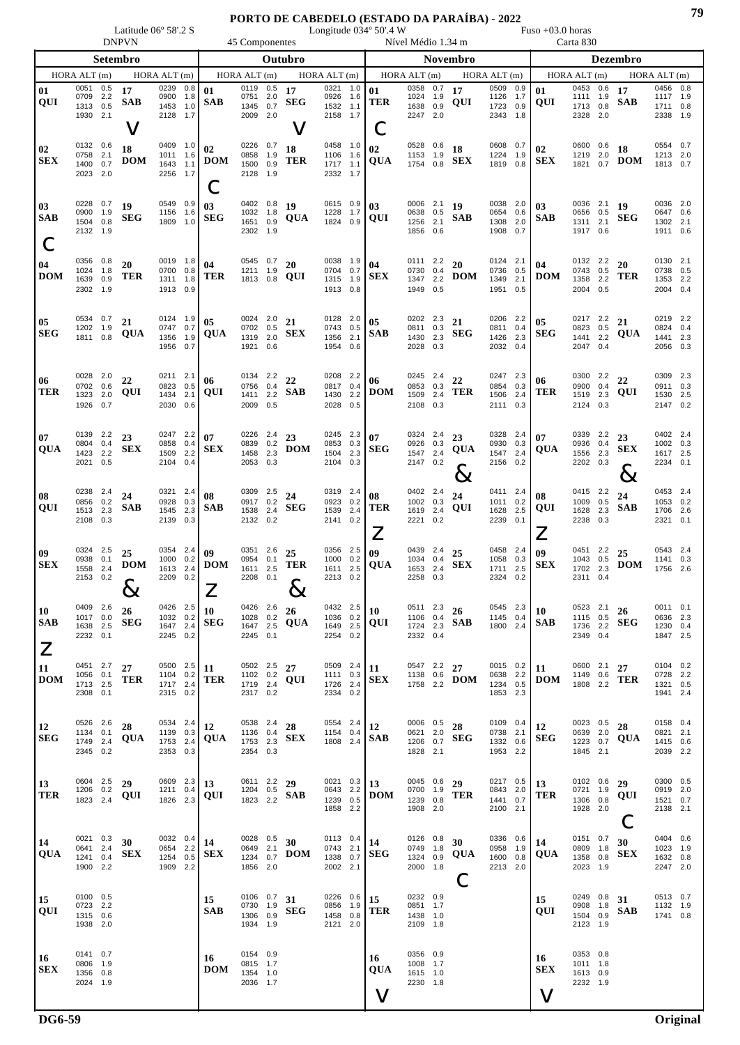# PORTO DE CABEDELO (ESTADO DA PARAÍBA) - 2022

Latitude 06º 58'.2 S — Longitude 034º 50'.4 W — Fuso +03.0 horas

DNPVN — 45 Componentes — Nível Médio 1.34 m — Carta 830

## Setembro

| Dia | | Fase | HORA | ALT (m) | HORA | ALT (m) | HORA | ALT (m) | HORA | ALT (m) |
|---|---|---|---|---|---|---|---|---|---|---|
| 01 | QUI | | 0051 | 0.5 | 0709 | 2.2 | 1313 | 0.5 | 1930 | 2.1 |
| 02 | SEX | | 0132 | 0.6 | 0758 | 2.1 | 1400 | 0.7 | 2023 | 2.0 |
| 03 | SAB | C | 0228 | 0.7 | 0900 | 1.9 | 1504 | 0.8 | 2132 | 1.9 |
| 04 | DOM | | 0356 | 0.8 | 1024 | 1.8 | 1639 | 0.9 | 2302 | 1.9 |
| 05 | SEG | | 0534 | 0.7 | 1202 | 1.9 | 1811 | 0.8 | | |
| 06 | TER | | 0028 | 2.0 | 0702 | 0.6 | 1323 | 2.0 | 1926 | 0.7 |
| 07 | QUA | | 0139 | 2.2 | 0804 | 0.4 | 1423 | 2.2 | 2021 | 0.5 |
| 08 | QUI | | 0238 | 2.4 | 0856 | 0.2 | 1513 | 2.3 | 2108 | 0.3 |
| 09 | SEX | | 0324 | 2.5 | 0938 | 0.1 | 1558 | 2.4 | 2153 | 0.2 |
| 10 | SAB | Z | 0409 | 2.6 | 1017 | 0.0 | 1638 | 2.5 | 2232 | 0.1 |
| 11 | DOM | | 0451 | 2.7 | 1056 | 0.1 | 1713 | 2.5 | 2308 | 0.1 |
| 12 | SEG | | 0526 | 2.6 | 1134 | 0.1 | 1749 | 2.4 | 2345 | 0.2 |
| 13 | TER | | 0604 | 2.5 | 1206 | 0.2 | 1823 | 2.4 | | |
| 14 | QUA | | 0021 | 0.3 | 0641 | 2.4 | 1241 | 0.4 | 1900 | 2.2 |
| 15 | QUI | | 0100 | 0.5 | 0723 | 2.2 | 1315 | 0.6 | 1938 | 2.0 |
| 16 | SEX | | 0141 | 0.7 | 0806 | 1.9 | 1356 | 0.8 | 2024 | 1.9 |
| 17 | SAB | V | 0239 | 0.8 | 0900 | 1.8 | 1453 | 1.0 | 2128 | 1.7 |
| 18 | DOM | | 0409 | 1.0 | 1011 | 1.6 | 1643 | 1.1 | 2256 | 1.7 |
| 19 | SEG | | 0549 | 0.9 | 1156 | 1.6 | 1809 | 1.0 | | |
| 20 | TER | | 0019 | 1.8 | 0700 | 0.8 | 1311 | 1.8 | 1913 | 0.9 |
| 21 | QUA | | 0124 | 1.9 | 0747 | 0.7 | 1356 | 1.9 | 1956 | 0.7 |
| 22 | QUI | | 0211 | 2.1 | 0823 | 0.5 | 1434 | 2.1 | 2030 | 0.6 |
| 23 | SEX | | 0247 | 2.2 | 0858 | 0.4 | 1509 | 2.2 | 2104 | 0.4 |
| 24 | SAB | | 0321 | 2.4 | 0928 | 0.3 | 1545 | 2.3 | 2139 | 0.3 |
| 25 | DOM | & | 0354 | 2.4 | 1000 | 0.2 | 1613 | 2.4 | 2209 | 0.2 |
| 26 | SEG | | 0426 | 2.5 | 1032 | 0.2 | 1647 | 2.4 | 2245 | 0.2 |
| 27 | TER | | 0500 | 2.5 | 1104 | 0.2 | 1717 | 2.4 | 2315 | 0.2 |
| 28 | QUA | | 0534 | 2.4 | 1139 | 0.3 | 1753 | 2.4 | 2353 | 0.3 |
| 29 | QUI | | 0609 | 2.3 | 1211 | 0.4 | 1826 | 2.3 | | |
| 30 | SEX | | 0032 | 0.4 | 0654 | 2.2 | 1254 | 0.5 | 1909 | 2.2 |

## Outubro

| Dia | | Fase | HORA | ALT (m) | HORA | ALT (m) | HORA | ALT (m) | HORA | ALT (m) |
|---|---|---|---|---|---|---|---|---|---|---|
| 01 | SAB | | 0119 | 0.5 | 0751 | 2.0 | 1345 | 0.7 | 2009 | 2.0 |
| 02 | DOM | C | 0226 | 0.7 | 0858 | 1.9 | 1500 | 0.9 | 2128 | 1.9 |
| 03 | SEG | | 0402 | 0.8 | 1032 | 1.8 | 1651 | 0.9 | 2302 | 1.9 |
| 04 | TER | | 0545 | 0.7 | 1211 | 1.9 | 1813 | 0.8 | | |
| 05 | QUA | | 0024 | 2.0 | 0702 | 0.5 | 1319 | 2.0 | 1921 | 0.6 |
| 06 | QUI | | 0134 | 2.2 | 0756 | 0.4 | 1411 | 2.2 | 2009 | 0.5 |
| 07 | SEX | | 0226 | 2.4 | 0839 | 0.2 | 1458 | 2.3 | 2053 | 0.3 |
| 08 | SAB | | 0309 | 2.5 | 0917 | 0.2 | 1538 | 2.4 | 2132 | 0.2 |
| 09 | DOM | Z | 0351 | 2.6 | 0954 | 0.1 | 1611 | 2.5 | 2208 | 0.1 |
| 10 | SEG | | 0426 | 2.6 | 1028 | 0.2 | 1647 | 2.5 | 2245 | 0.1 |
| 11 | TER | | 0502 | 2.5 | 1102 | 0.2 | 1719 | 2.4 | 2317 | 0.2 |
| 12 | QUA | | 0538 | 2.4 | 1136 | 0.4 | 1753 | 2.3 | 2354 | 0.3 |
| 13 | QUI | | 0611 | 2.2 | 1204 | 0.5 | 1823 | 2.2 | | |
| 14 | SEX | | 0028 | 0.5 | 0649 | 2.1 | 1234 | 0.7 | 1856 | 2.0 |
| 15 | SAB | | 0106 | 0.7 | 0730 | 1.9 | 1306 | 0.9 | 1934 | 1.9 |
| 16 | DOM | | 0154 | 0.9 | 0815 | 1.7 | 1354 | 1.0 | 2036 | 1.7 |
| 17 | SEG | V | 0321 | 1.0 | 0926 | 1.6 | 1532 | 1.1 | 2158 | 1.7 |
| 18 | TER | | 0458 | 1.0 | 1106 | 1.6 | 1717 | 1.1 | 2332 | 1.7 |
| 19 | QUA | | 0615 | 0.9 | 1228 | 1.7 | 1824 | 0.9 | | |
| 20 | QUI | | 0038 | 1.9 | 0704 | 0.7 | 1315 | 1.9 | 1913 | 0.8 |
| 21 | SEX | | 0128 | 2.0 | 0743 | 0.5 | 1356 | 2.1 | 1954 | 0.6 |
| 22 | SAB | | 0208 | 2.2 | 0817 | 0.4 | 1430 | 2.2 | 2028 | 0.5 |
| 23 | DOM | | 0245 | 2.3 | 0853 | 0.3 | 1504 | 2.3 | 2104 | 0.3 |
| 24 | SEG | | 0319 | 2.4 | 0923 | 0.2 | 1539 | 2.4 | 2141 | 0.2 |
| 25 | TER | & | 0356 | 2.5 | 1000 | 0.2 | 1611 | 2.5 | 2213 | 0.2 |
| 26 | QUA | | 0432 | 2.5 | 1036 | 0.2 | 1649 | 2.5 | 2254 | 0.2 |
| 27 | QUI | | 0509 | 2.4 | 1111 | 0.3 | 1726 | 2.4 | 2334 | 0.2 |
| 28 | SEX | | 0554 | 2.4 | 1154 | 0.4 | 1808 | 2.4 | | |
| 29 | SAB | | 0021 | 0.3 | 0643 | 2.2 | 1239 | 0.5 | 1858 | 2.2 |
| 30 | DOM | | 0113 | 0.4 | 0743 | 2.1 | 1338 | 0.7 | 2002 | 2.1 |
| 31 | SEG | | 0226 | 0.6 | 0856 | 1.9 | 1458 | 0.8 | 2121 | 2.0 |

## Novembro

| Dia | | Fase | HORA | ALT (m) | HORA | ALT (m) | HORA | ALT (m) | HORA | ALT (m) |
|---|---|---|---|---|---|---|---|---|---|---|
| 01 | TER | C | 0358 | 0.7 | 1024 | 1.9 | 1638 | 0.9 | 2247 | 2.0 |
| 02 | QUA | | 0528 | 0.6 | 1153 | 1.9 | 1754 | 0.8 | | |
| 03 | QUI | | 0006 | 2.1 | 0638 | 0.5 | 1256 | 2.1 | 1856 | 0.6 |
| 04 | SEX | | 0111 | 2.2 | 0730 | 0.4 | 1347 | 2.2 | 1949 | 0.5 |
| 05 | SAB | | 0202 | 2.3 | 0811 | 0.3 | 1430 | 2.3 | 2028 | 0.3 |
| 06 | DOM | | 0245 | 2.4 | 0853 | 0.3 | 1509 | 2.4 | 2108 | 0.3 |
| 07 | SEG | | 0324 | 2.4 | 0926 | 0.3 | 1547 | 2.4 | 2147 | 0.2 |
| 08 | TER | Z | 0402 | 2.4 | 1002 | 0.3 | 1619 | 2.4 | 2221 | 0.2 |
| 09 | QUA | | 0439 | 2.4 | 1034 | 0.4 | 1653 | 2.4 | 2258 | 0.3 |
| 10 | QUI | | 0511 | 2.3 | 1106 | 0.4 | 1724 | 2.3 | 2332 | 0.4 |
| 11 | SEX | | 0547 | 2.2 | 1138 | 0.6 | 1758 | 2.2 | | |
| 12 | SAB | | 0006 | 0.5 | 0621 | 2.0 | 1206 | 0.7 | 1828 | 2.1 |
| 13 | DOM | | 0045 | 0.6 | 0700 | 1.9 | 1239 | 0.8 | 1908 | 2.0 |
| 14 | SEG | | 0126 | 0.8 | 0749 | 1.8 | 1324 | 0.9 | 2000 | 1.8 |
| 15 | TER | | 0232 | 0.9 | 0851 | 1.7 | 1438 | 1.0 | 2109 | 1.8 |
| 16 | QUA | V | 0356 | 0.9 | 1008 | 1.7 | 1615 | 1.0 | 2230 | 1.8 |
| 17 | QUI | | 0509 | 0.9 | 1126 | 1.7 | 1723 | 0.9 | 2343 | 1.8 |
| 18 | SEX | | 0608 | 0.7 | 1224 | 1.9 | 1819 | 0.8 | | |
| 19 | SAB | | 0038 | 2.0 | 0654 | 0.6 | 1308 | 2.0 | 1908 | 0.7 |
| 20 | DOM | | 0124 | 2.1 | 0736 | 0.5 | 1349 | 2.1 | 1951 | 0.5 |
| 21 | SEG | | 0206 | 2.2 | 0811 | 0.4 | 1426 | 2.3 | 2032 | 0.4 |
| 22 | TER | | 0247 | 2.3 | 0854 | 0.3 | 1506 | 2.4 | 2111 | 0.3 |
| 23 | QUA | & | 0328 | 2.4 | 0930 | 0.3 | 1547 | 2.4 | 2156 | 0.2 |
| 24 | QUI | | 0411 | 2.4 | 1011 | 0.2 | 1628 | 2.5 | 2239 | 0.1 |
| 25 | SEX | | 0458 | 2.4 | 1058 | 0.3 | 1711 | 2.5 | 2324 | 0.2 |
| 26 | SAB | | 0545 | 2.3 | 1145 | 0.4 | 1800 | 2.4 | | |
| 27 | DOM | | 0015 | 0.2 | 0638 | 2.2 | 1234 | 0.5 | 1853 | 2.3 |
| 28 | SEG | | 0109 | 0.4 | 0738 | 2.1 | 1332 | 0.6 | 1953 | 2.2 |
| 29 | TER | | 0217 | 0.5 | 0843 | 2.0 | 1441 | 0.7 | 2100 | 2.1 |
| 30 | QUA | C | 0336 | 0.6 | 0958 | 1.9 | 1600 | 0.8 | 2213 | 2.0 |

## Dezembro

| Dia | | Fase | HORA | ALT (m) | HORA | ALT (m) | HORA | ALT (m) | HORA | ALT (m) |
|---|---|---|---|---|---|---|---|---|---|---|
| 01 | QUI | | 0453 | 0.6 | 1111 | 1.9 | 1713 | 0.8 | 2328 | 2.0 |
| 02 | SEX | | 0600 | 0.6 | 1219 | 2.0 | 1821 | 0.7 | | |
| 03 | SAB | | 0036 | 2.1 | 0656 | 0.5 | 1311 | 2.1 | 1917 | 0.6 |
| 04 | DOM | | 0132 | 2.2 | 0743 | 0.5 | 1358 | 2.2 | 2004 | 0.5 |
| 05 | SEG | | 0217 | 2.2 | 0823 | 0.5 | 1441 | 2.2 | 2047 | 0.4 |
| 06 | TER | | 0300 | 2.2 | 0900 | 0.4 | 1519 | 2.3 | 2124 | 0.3 |
| 07 | QUA | | 0339 | 2.2 | 0936 | 0.4 | 1556 | 2.3 | 2202 | 0.3 |
| 08 | QUI | Z | 0415 | 2.2 | 1009 | 0.5 | 1628 | 2.3 | 2238 | 0.3 |
| 09 | SEX | | 0451 | 2.2 | 1043 | 0.5 | 1702 | 2.3 | 2311 | 0.4 |
| 10 | SAB | | 0523 | 2.1 | 1115 | 0.5 | 1736 | 2.2 | 2349 | 0.4 |
| 11 | DOM | | 0600 | 2.1 | 1149 | 0.6 | 1808 | 2.2 | | |
| 12 | SEG | | 0023 | 0.5 | 0639 | 2.0 | 1223 | 0.7 | 1845 | 2.1 |
| 13 | TER | | 0102 | 0.6 | 0721 | 1.9 | 1306 | 0.8 | 1928 | 2.0 |
| 14 | QUA | | 0151 | 0.7 | 0809 | 1.8 | 1358 | 0.8 | 2023 | 1.9 |
| 15 | QUI | | 0249 | 0.8 | 0908 | 1.8 | 1504 | 0.9 | 2123 | 1.9 |
| 16 | SEX | V | 0353 | 0.8 | 1011 | 1.8 | 1613 | 0.9 | 2232 | 1.9 |
| 17 | SAB | | 0456 | 0.8 | 1117 | 1.9 | 1711 | 0.8 | 2338 | 1.9 |
| 18 | DOM | | 0554 | 0.7 | 1213 | 2.0 | 1813 | 0.7 | | |
| 19 | SEG | | 0036 | 2.0 | 0647 | 0.6 | 1302 | 2.1 | 1911 | 0.6 |
| 20 | TER | | 0130 | 2.1 | 0738 | 0.5 | 1353 | 2.2 | 2004 | 0.4 |
| 21 | QUA | | 0219 | 2.2 | 0824 | 0.4 | 1441 | 2.3 | 2056 | 0.3 |
| 22 | QUI | | 0309 | 2.3 | 0911 | 0.3 | 1530 | 2.5 | 2147 | 0.2 |
| 23 | SEX | & | 0402 | 2.4 | 1002 | 0.3 | 1617 | 2.5 | 2234 | 0.1 |
| 24 | SAB | | 0453 | 2.4 | 1053 | 0.2 | 1706 | 2.6 | 2321 | 0.1 |
| 25 | DOM | | 0543 | 2.4 | 1141 | 0.3 | 1756 | 2.6 | | |
| 26 | SEG | | 0011 | 0.1 | 0636 | 2.3 | 1230 | 0.4 | 1847 | 2.5 |
| 27 | TER | | 0104 | 0.2 | 0728 | 2.2 | 1321 | 0.5 | 1941 | 2.4 |
| 28 | QUA | | 0158 | 0.4 | 0821 | 2.1 | 1415 | 0.6 | 2039 | 2.2 |
| 29 | QUI | C | 0300 | 0.5 | 0919 | 2.0 | 1521 | 0.7 | 2138 | 2.1 |
| 30 | SEX | | 0404 | 0.6 | 1023 | 1.9 | 1632 | 0.8 | 2247 | 2.0 |
| 31 | SAB | | 0513 | 0.7 | 1132 | 1.9 | 1741 | 0.8 | | |

DG6-59 — Original